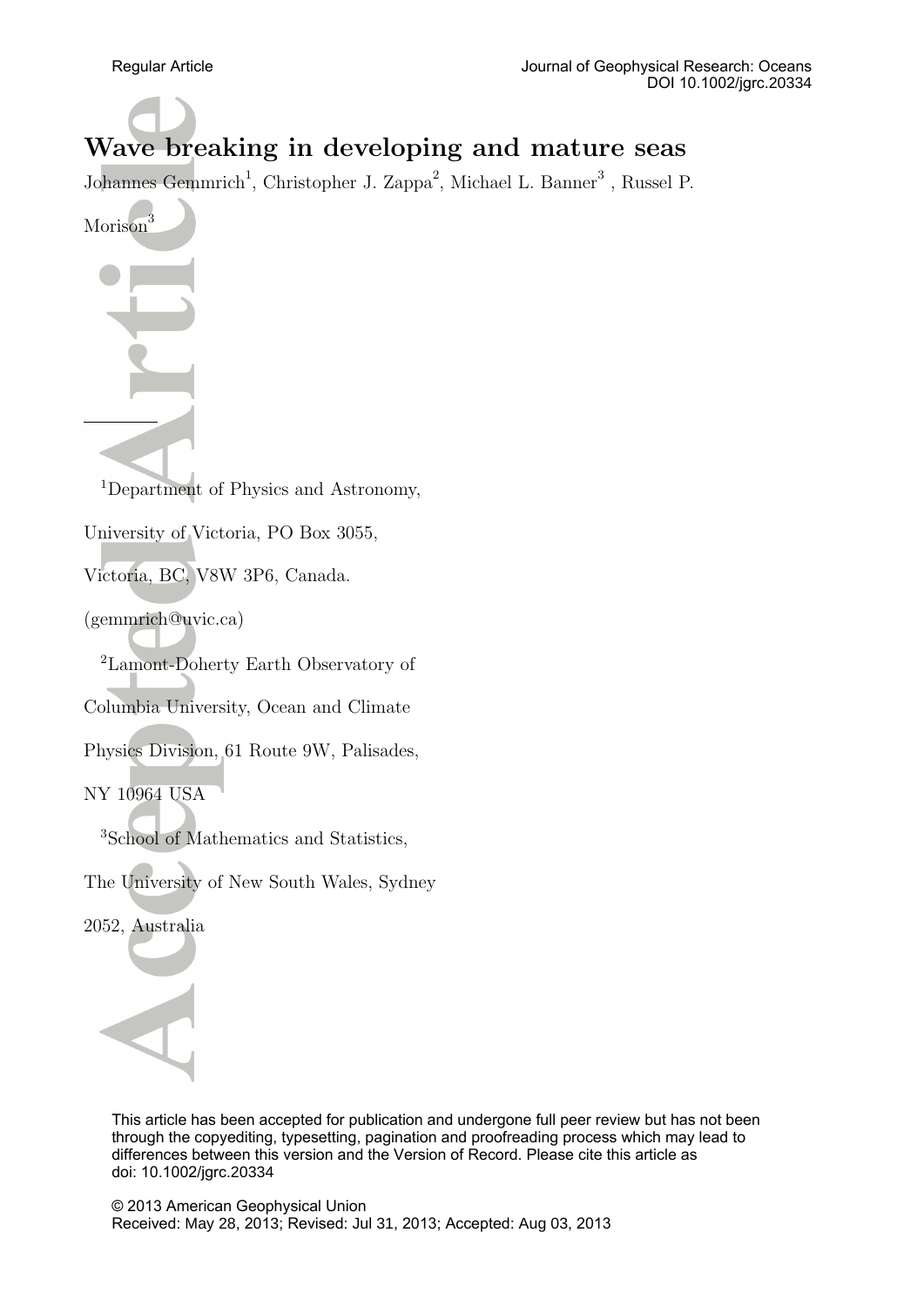Regular Article

Journal of Geophysical Research: Oceans
DOI 10.1002/jgrc.20334

# Wave breaking in developing and mature seas

Johannes Gemmrich[1], Christopher J. Zappa[2], Michael L. Banner[3], Russel P. Morison[3]

[1]Department of Physics and Astronomy, University of Victoria, PO Box 3055, Victoria, BC, V8W 3P6, Canada. (gemmrich@uvic.ca)

[2]Lamont-Doherty Earth Observatory of Columbia University, Ocean and Climate Physics Division, 61 Route 9W, Palisades, NY 10964 USA

[3]School of Mathematics and Statistics, The University of New South Wales, Sydney 2052, Australia

This article has been accepted for publication and undergone full peer review but has not been through the copyediting, typesetting, pagination and proofreading process which may lead to differences between this version and the Version of Record. Please cite this article as doi: 10.1002/jgrc.20334

© 2013 American Geophysical Union
Received: May 28, 2013; Revised: Jul 31, 2013; Accepted: Aug 03, 2013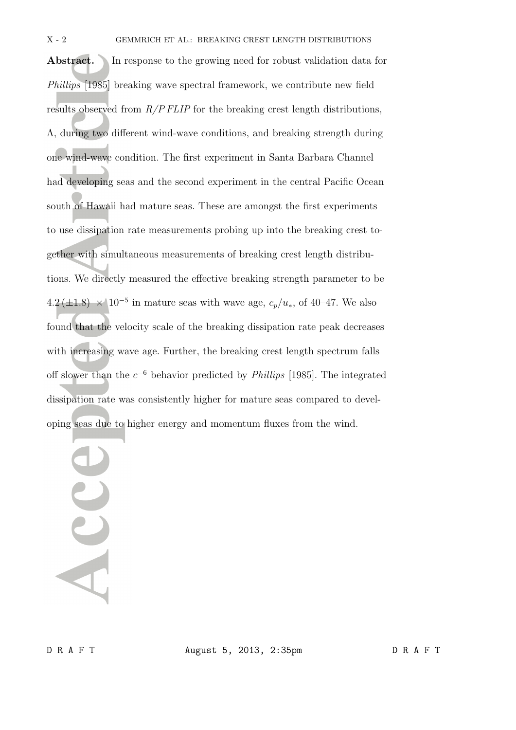**Abstract.** In response to the growing need for robust validation data for *Phillips* [1985] breaking wave spectral framework, we contribute new field results observed from *R/P FLIP* for the breaking crest length distributions, $\Lambda$, during two different wind-wave conditions, and breaking strength during one wind-wave condition. The first experiment in Santa Barbara Channel had developing seas and the second experiment in the central Pacific Ocean south of Hawaii had mature seas. These are amongst the first experiments to use dissipation rate measurements probing up into the breaking crest together with simultaneous measurements of breaking crest length distributions. We directly measured the effective breaking strength parameter to be $4.2\,(\pm 1.8) \times 10^{-5}$ in mature seas with wave age, $c_p/u_*$, of 40–47. We also found that the velocity scale of the breaking dissipation rate peak decreases with increasing wave age. Further, the breaking crest length spectrum falls off slower than the $c^{-6}$ behavior predicted by *Phillips* [1985]. The integrated dissipation rate was consistently higher for mature seas compared to developing seas due to higher energy and momentum fluxes from the wind.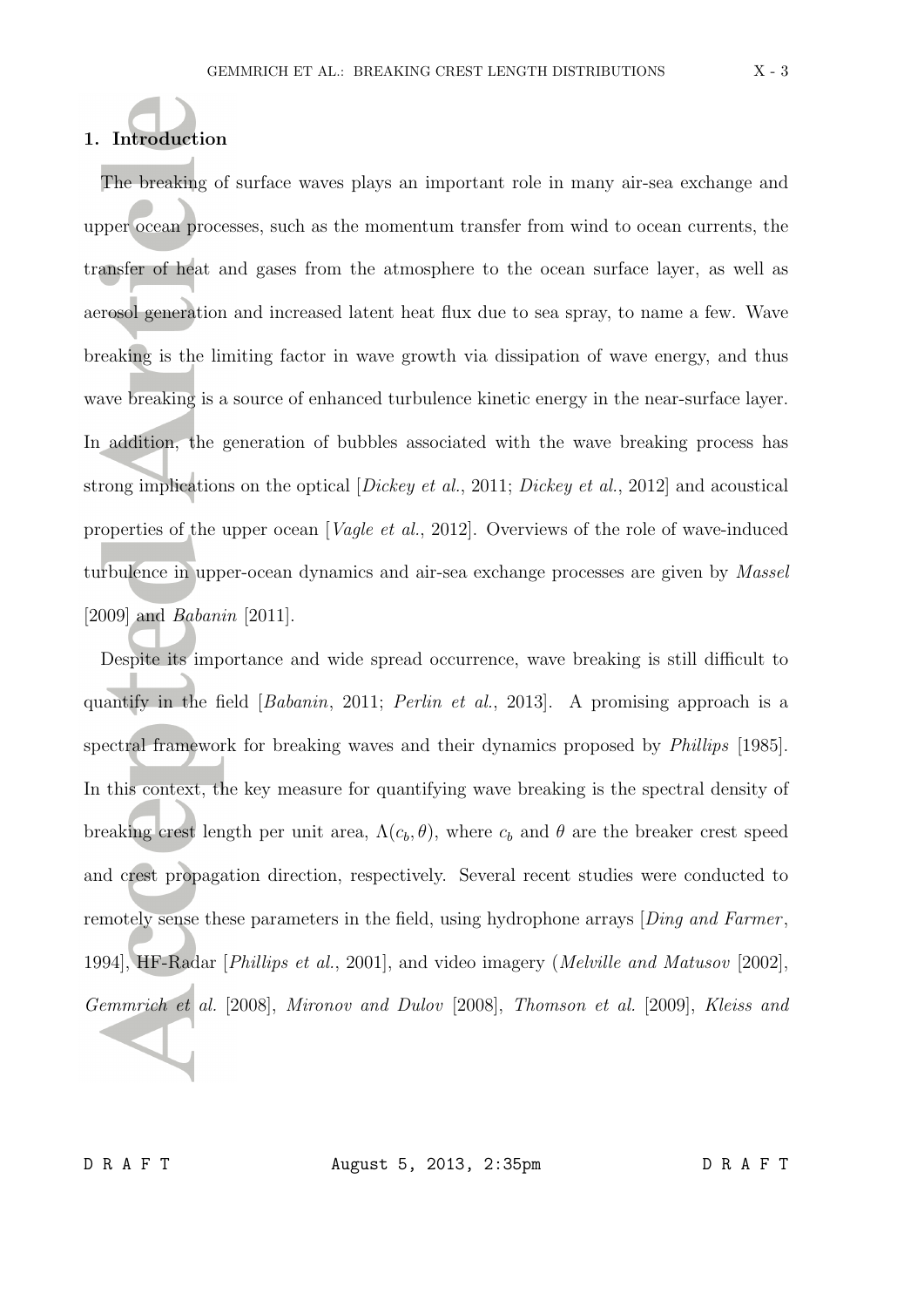## 1. Introduction

The breaking of surface waves plays an important role in many air-sea exchange and upper ocean processes, such as the momentum transfer from wind to ocean currents, the transfer of heat and gases from the atmosphere to the ocean surface layer, as well as aerosol generation and increased latent heat flux due to sea spray, to name a few. Wave breaking is the limiting factor in wave growth via dissipation of wave energy, and thus wave breaking is a source of enhanced turbulence kinetic energy in the near-surface layer. In addition, the generation of bubbles associated with the wave breaking process has strong implications on the optical [*Dickey et al.*, 2011; *Dickey et al.*, 2012] and acoustical properties of the upper ocean [*Vagle et al.*, 2012]. Overviews of the role of wave-induced turbulence in upper-ocean dynamics and air-sea exchange processes are given by *Massel* [2009] and *Babanin* [2011].

Despite its importance and wide spread occurrence, wave breaking is still difficult to quantify in the field [*Babanin*, 2011; *Perlin et al.*, 2013]. A promising approach is a spectral framework for breaking waves and their dynamics proposed by *Phillips* [1985]. In this context, the key measure for quantifying wave breaking is the spectral density of breaking crest length per unit area, $\Lambda(c_b, \theta)$, where $c_b$ and $\theta$ are the breaker crest speed and crest propagation direction, respectively. Several recent studies were conducted to remotely sense these parameters in the field, using hydrophone arrays [*Ding and Farmer*, 1994], HF-Radar [*Phillips et al.*, 2001], and video imagery (*Melville and Matusov* [2002], *Gemmrich et al.* [2008], *Mironov and Dulov* [2008], *Thomson et al.* [2009], *Kleiss and*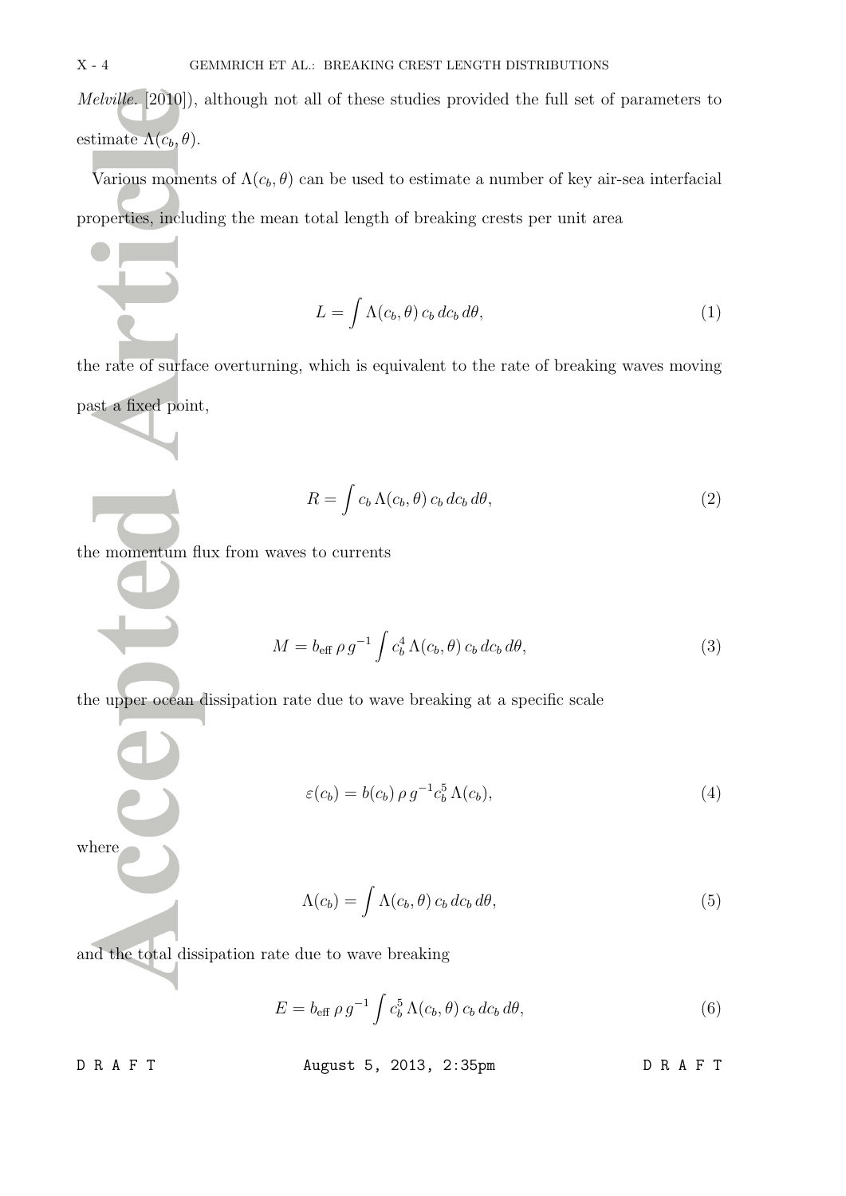*Melville*. [2010]), although not all of these studies provided the full set of parameters to estimate $\Lambda(c_b, \theta)$.

Various moments of $\Lambda(c_b, \theta)$ can be used to estimate a number of key air-sea interfacial properties, including the mean total length of breaking crests per unit area

$$L = \int \Lambda(c_b, \theta)\, c_b\, dc_b\, d\theta, \tag{1}$$

the rate of surface overturning, which is equivalent to the rate of breaking waves moving past a fixed point,

$$R = \int c_b\, \Lambda(c_b, \theta)\, c_b\, dc_b\, d\theta, \tag{2}$$

the momentum flux from waves to currents

$$M = b_{\text{eff}}\, \rho\, g^{-1} \int c_b^4\, \Lambda(c_b, \theta)\, c_b\, dc_b\, d\theta, \tag{3}$$

the upper ocean dissipation rate due to wave breaking at a specific scale

$$\varepsilon(c_b) = b(c_b)\, \rho\, g^{-1} c_b^5\, \Lambda(c_b), \tag{4}$$

where

$$\Lambda(c_b) = \int \Lambda(c_b, \theta)\, c_b\, dc_b\, d\theta, \tag{5}$$

and the total dissipation rate due to wave breaking

$$E = b_{\text{eff}}\, \rho\, g^{-1} \int c_b^5\, \Lambda(c_b, \theta)\, c_b\, dc_b\, d\theta, \tag{6}$$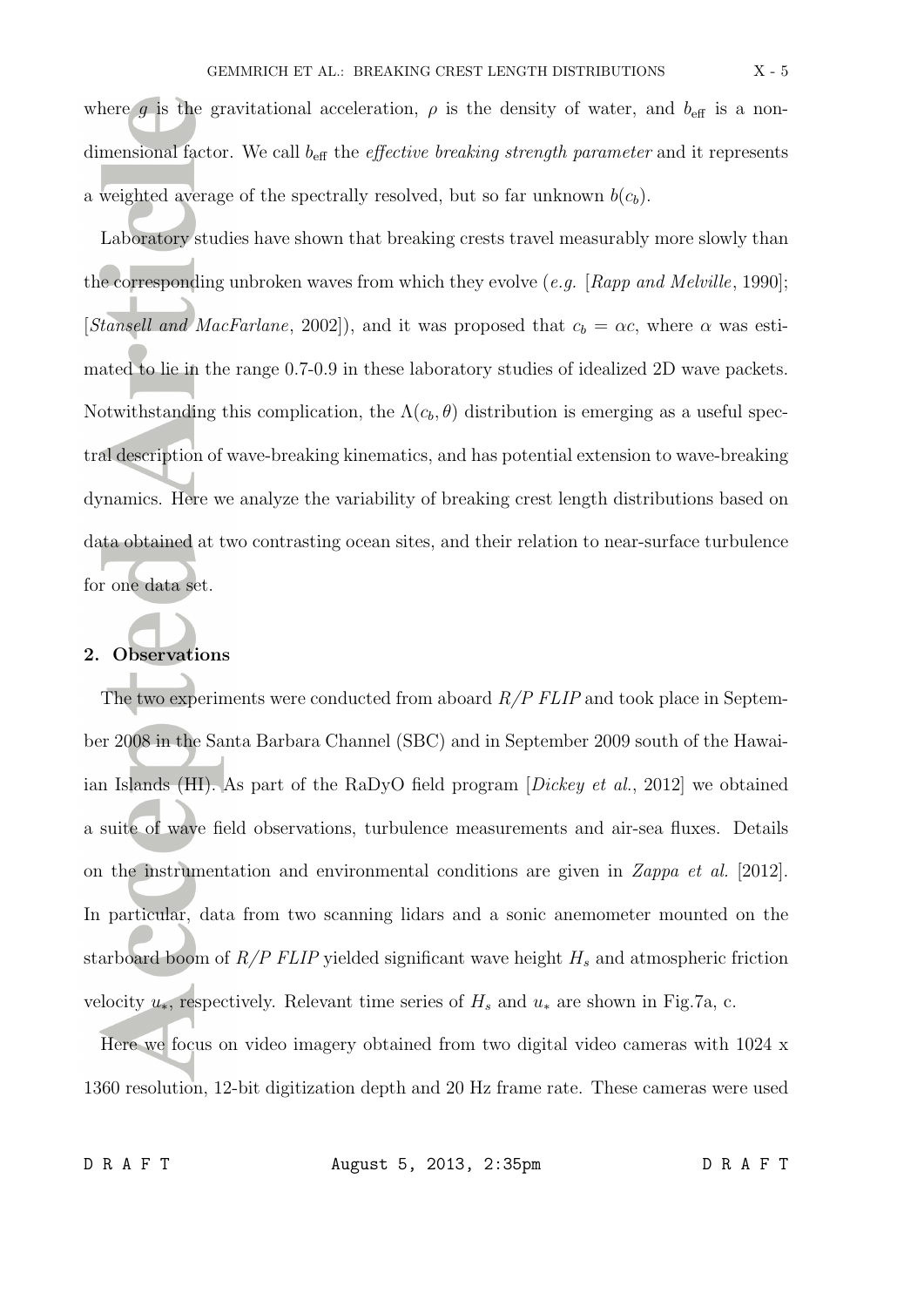where $g$ is the gravitational acceleration, $\rho$ is the density of water, and $b_{\text{eff}}$ is a non-dimensional factor. We call $b_{\text{eff}}$ the *effective breaking strength parameter* and it represents a weighted average of the spectrally resolved, but so far unknown $b(c_b)$.

Laboratory studies have shown that breaking crests travel measurably more slowly than the corresponding unbroken waves from which they evolve (*e.g.* [*Rapp and Melville*, 1990]; [*Stansell and MacFarlane*, 2002]), and it was proposed that $c_b = \alpha c$, where $\alpha$ was estimated to lie in the range 0.7-0.9 in these laboratory studies of idealized 2D wave packets. Notwithstanding this complication, the $\Lambda(c_b, \theta)$ distribution is emerging as a useful spectral description of wave-breaking kinematics, and has potential extension to wave-breaking dynamics. Here we analyze the variability of breaking crest length distributions based on data obtained at two contrasting ocean sites, and their relation to near-surface turbulence for one data set.

## 2. Observations

The two experiments were conducted from aboard *R/P FLIP* and took place in September 2008 in the Santa Barbara Channel (SBC) and in September 2009 south of the Hawaiian Islands (HI). As part of the RaDyO field program [*Dickey et al.*, 2012] we obtained a suite of wave field observations, turbulence measurements and air-sea fluxes. Details on the instrumentation and environmental conditions are given in *Zappa et al.* [2012]. In particular, data from two scanning lidars and a sonic anemometer mounted on the starboard boom of *R/P FLIP* yielded significant wave height $H_s$ and atmospheric friction velocity $u_*$, respectively. Relevant time series of $H_s$ and $u_*$ are shown in Fig.7a, c.

Here we focus on video imagery obtained from two digital video cameras with 1024 x 1360 resolution, 12-bit digitization depth and 20 Hz frame rate. These cameras were used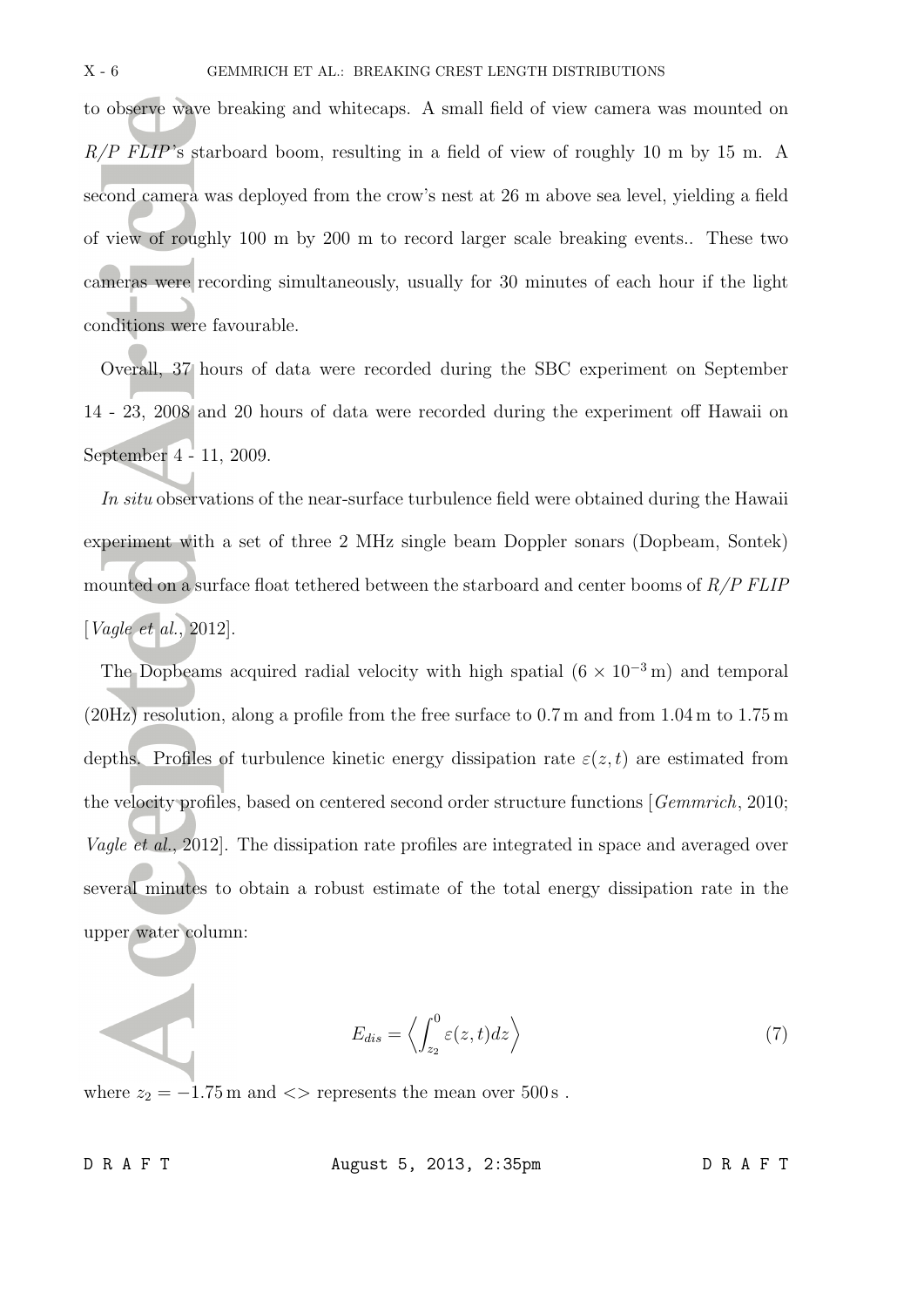to observe wave breaking and whitecaps. A small field of view camera was mounted on *R/P FLIP*'s starboard boom, resulting in a field of view of roughly 10 m by 15 m. A second camera was deployed from the crow's nest at 26 m above sea level, yielding a field of view of roughly 100 m by 200 m to record larger scale breaking events.. These two cameras were recording simultaneously, usually for 30 minutes of each hour if the light conditions were favourable.

Overall, 37 hours of data were recorded during the SBC experiment on September 14 - 23, 2008 and 20 hours of data were recorded during the experiment off Hawaii on September 4 - 11, 2009.

*In situ* observations of the near-surface turbulence field were obtained during the Hawaii experiment with a set of three 2 MHz single beam Doppler sonars (Dopbeam, Sontek) mounted on a surface float tethered between the starboard and center booms of *R/P FLIP* [*Vagle et al.*, 2012].

The Dopbeams acquired radial velocity with high spatial ($6 \times 10^{-3}$ m) and temporal (20Hz) resolution, along a profile from the free surface to 0.7 m and from 1.04 m to 1.75 m depths. Profiles of turbulence kinetic energy dissipation rate $\varepsilon(z, t)$ are estimated from the velocity profiles, based on centered second order structure functions [*Gemmrich*, 2010; *Vagle et al.*, 2012]. The dissipation rate profiles are integrated in space and averaged over several minutes to obtain a robust estimate of the total energy dissipation rate in the upper water column:

$$E_{dis} = \left\langle \int_{z_2}^{0} \varepsilon(z, t) dz \right\rangle \tag{7}$$

where $z_2 = -1.75$ m and $<>$ represents the mean over 500 s .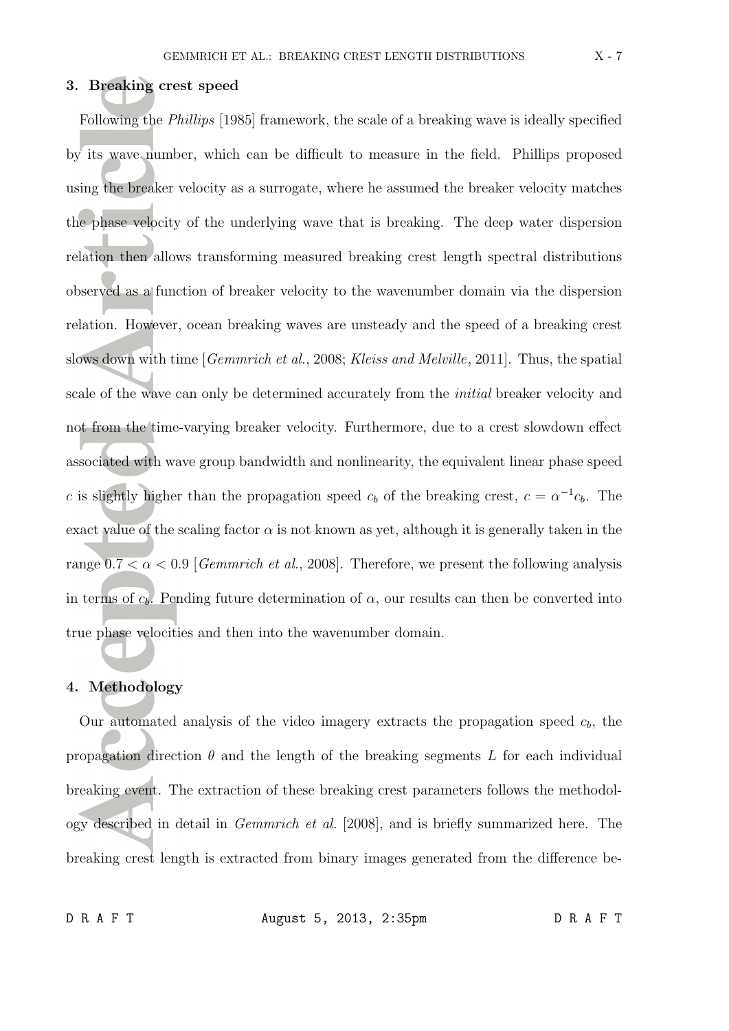## 3. Breaking crest speed

Following the *Phillips* [1985] framework, the scale of a breaking wave is ideally specified by its wave number, which can be difficult to measure in the field. Phillips proposed using the breaker velocity as a surrogate, where he assumed the breaker velocity matches the phase velocity of the underlying wave that is breaking. The deep water dispersion relation then allows transforming measured breaking crest length spectral distributions observed as a function of breaker velocity to the wavenumber domain via the dispersion relation. However, ocean breaking waves are unsteady and the speed of a breaking crest slows down with time [*Gemmrich et al.*, 2008; *Kleiss and Melville*, 2011]. Thus, the spatial scale of the wave can only be determined accurately from the *initial* breaker velocity and not from the time-varying breaker velocity. Furthermore, due to a crest slowdown effect associated with wave group bandwidth and nonlinearity, the equivalent linear phase speed $c$ is slightly higher than the propagation speed $c_b$ of the breaking crest, $c = \alpha^{-1} c_b$. The exact value of the scaling factor $\alpha$ is not known as yet, although it is generally taken in the range $0.7 < \alpha < 0.9$ [*Gemmrich et al.*, 2008]. Therefore, we present the following analysis in terms of $c_b$. Pending future determination of $\alpha$, our results can then be converted into true phase velocities and then into the wavenumber domain.

## 4. Methodology

Our automated analysis of the video imagery extracts the propagation speed $c_b$, the propagation direction $\theta$ and the length of the breaking segments $L$ for each individual breaking event. The extraction of these breaking crest parameters follows the methodology described in detail in *Gemmrich et al.* [2008], and is briefly summarized here. The breaking crest length is extracted from binary images generated from the difference be-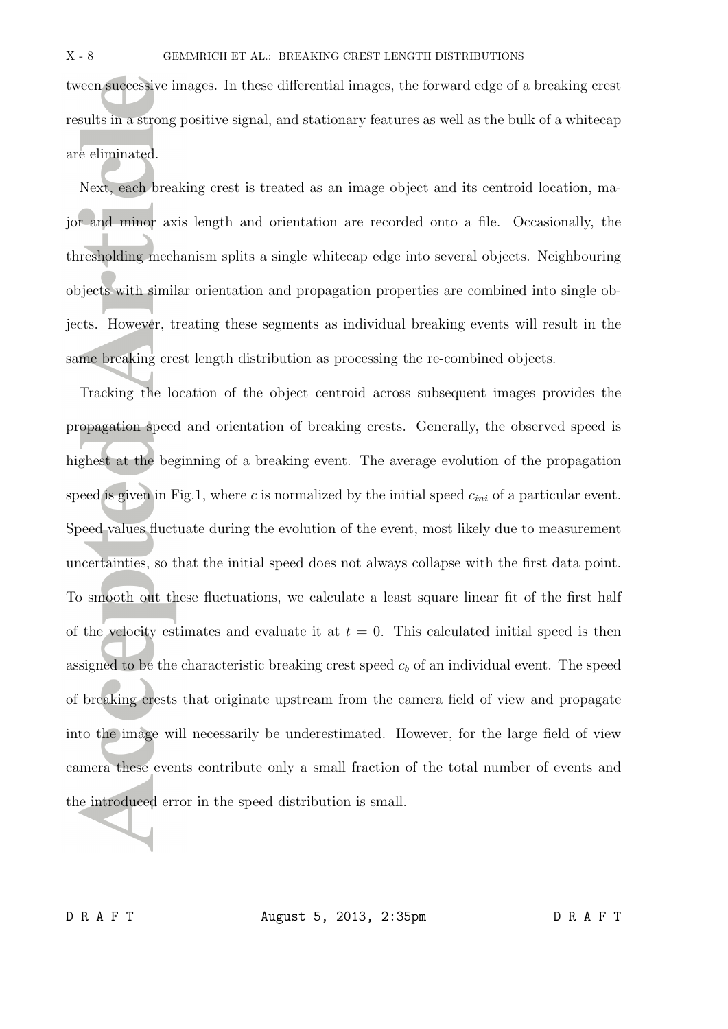tween successive images. In these differential images, the forward edge of a breaking crest results in a strong positive signal, and stationary features as well as the bulk of a whitecap are eliminated.

Next, each breaking crest is treated as an image object and its centroid location, major and minor axis length and orientation are recorded onto a file. Occasionally, the thresholding mechanism splits a single whitecap edge into several objects. Neighbouring objects with similar orientation and propagation properties are combined into single objects. However, treating these segments as individual breaking events will result in the same breaking crest length distribution as processing the re-combined objects.

Tracking the location of the object centroid across subsequent images provides the propagation speed and orientation of breaking crests. Generally, the observed speed is highest at the beginning of a breaking event. The average evolution of the propagation speed is given in Fig.1, where $c$ is normalized by the initial speed $c_{ini}$ of a particular event. Speed values fluctuate during the evolution of the event, most likely due to measurement uncertainties, so that the initial speed does not always collapse with the first data point. To smooth out these fluctuations, we calculate a least square linear fit of the first half of the velocity estimates and evaluate it at $t = 0$. This calculated initial speed is then assigned to be the characteristic breaking crest speed $c_b$ of an individual event. The speed of breaking crests that originate upstream from the camera field of view and propagate into the image will necessarily be underestimated. However, for the large field of view camera these events contribute only a small fraction of the total number of events and the introduced error in the speed distribution is small.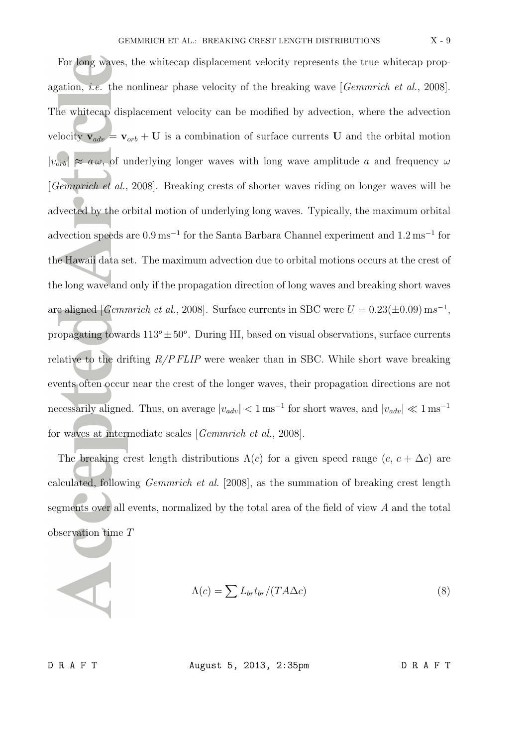For long waves, the whitecap displacement velocity represents the true whitecap propagation, *i.e.* the nonlinear phase velocity of the breaking wave [*Gemmrich et al.*, 2008]. The whitecap displacement velocity can be modified by advection, where the advection velocity $\mathbf{v}_{adv} = \mathbf{v}_{orb} + \mathbf{U}$ is a combination of surface currents $\mathbf{U}$ and the orbital motion $|v_{orb}| \approx a\,\omega$, of underlying longer waves with long wave amplitude $a$ and frequency $\omega$ [*Gemmrich et al.*, 2008]. Breaking crests of shorter waves riding on longer waves will be advected by the orbital motion of underlying long waves. Typically, the maximum orbital advection speeds are $0.9\,\mathrm{ms}^{-1}$ for the Santa Barbara Channel experiment and $1.2\,\mathrm{ms}^{-1}$ for the Hawaii data set. The maximum advection due to orbital motions occurs at the crest of the long wave and only if the propagation direction of long waves and breaking short waves are aligned [*Gemmrich et al.*, 2008]. Surface currents in SBC were $U = 0.23(\pm 0.09)\,\mathrm{m}s^{-1}$, propagating towards $113^o \pm 50^o$. During HI, based on visual observations, surface currents relative to the drifting *R/P FLIP* were weaker than in SBC. While short wave breaking events often occur near the crest of the longer waves, their propagation directions are not necessarily aligned. Thus, on average $|v_{adv}| < 1\,\mathrm{ms}^{-1}$ for short waves, and $|v_{adv}| \ll 1\,\mathrm{ms}^{-1}$ for waves at intermediate scales [*Gemmrich et al.*, 2008].

The breaking crest length distributions $\Lambda(c)$ for a given speed range $(c,\, c + \Delta c)$ are calculated, following *Gemmrich et al.* [2008], as the summation of breaking crest length segments over all events, normalized by the total area of the field of view $A$ and the total observation time $T$

$$\Lambda(c) = \sum L_{br} t_{br} / (T A \Delta c) \tag{8}$$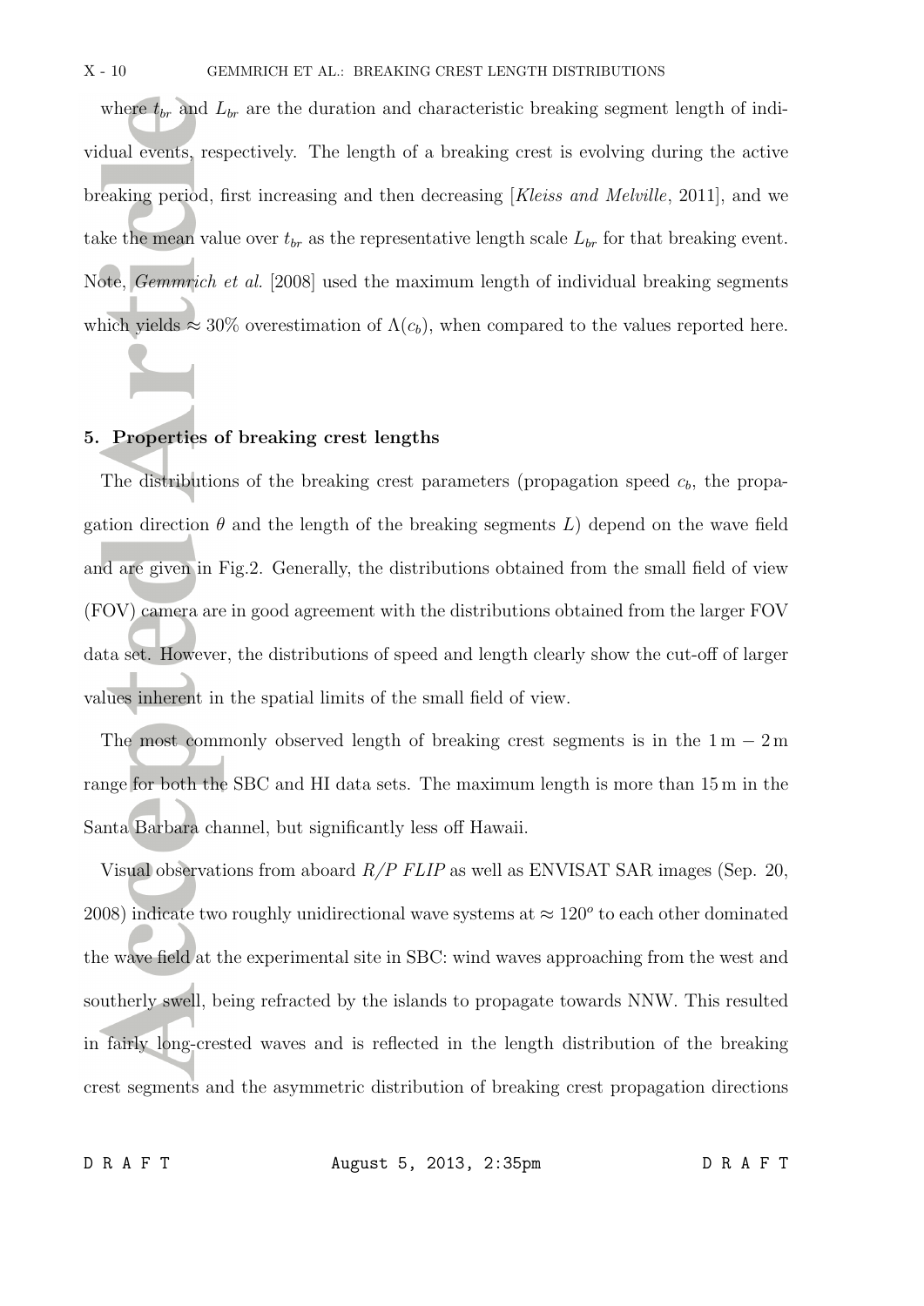where $t_{br}$ and $L_{br}$ are the duration and characteristic breaking segment length of individual events, respectively. The length of a breaking crest is evolving during the active breaking period, first increasing and then decreasing [*Kleiss and Melville*, 2011], and we take the mean value over $t_{br}$ as the representative length scale $L_{br}$ for that breaking event. Note, *Gemmrich et al.* [2008] used the maximum length of individual breaking segments which yields $\approx 30\%$ overestimation of $\Lambda(c_b)$, when compared to the values reported here.

## 5. Properties of breaking crest lengths

The distributions of the breaking crest parameters (propagation speed $c_b$, the propagation direction $\theta$ and the length of the breaking segments $L$) depend on the wave field and are given in Fig.2. Generally, the distributions obtained from the small field of view (FOV) camera are in good agreement with the distributions obtained from the larger FOV data set. However, the distributions of speed and length clearly show the cut-off of larger values inherent in the spatial limits of the small field of view.

The most commonly observed length of breaking crest segments is in the $1\,\mathrm{m} - 2\,\mathrm{m}$ range for both the SBC and HI data sets. The maximum length is more than $15\,\mathrm{m}$ in the Santa Barbara channel, but significantly less off Hawaii.

Visual observations from aboard *R/P FLIP* as well as ENVISAT SAR images (Sep. 20, 2008) indicate two roughly unidirectional wave systems at $\approx 120^o$ to each other dominated the wave field at the experimental site in SBC: wind waves approaching from the west and southerly swell, being refracted by the islands to propagate towards NNW. This resulted in fairly long-crested waves and is reflected in the length distribution of the breaking crest segments and the asymmetric distribution of breaking crest propagation directions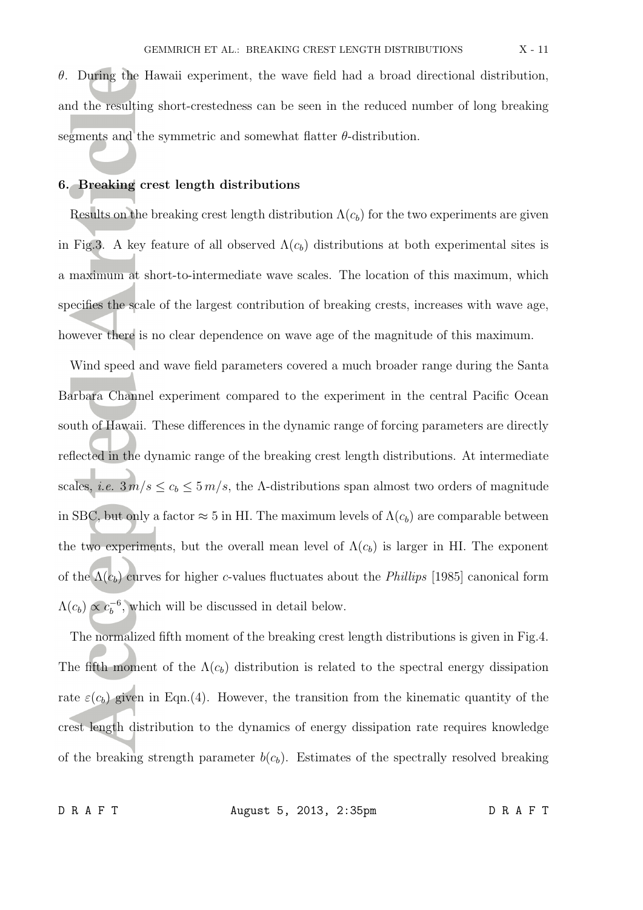$\theta$. During the Hawaii experiment, the wave field had a broad directional distribution, and the resulting short-crestedness can be seen in the reduced number of long breaking segments and the symmetric and somewhat flatter $\theta$-distribution.

## 6. Breaking crest length distributions

Results on the breaking crest length distribution $\Lambda(c_b)$ for the two experiments are given in Fig.3. A key feature of all observed $\Lambda(c_b)$ distributions at both experimental sites is a maximum at short-to-intermediate wave scales. The location of this maximum, which specifies the scale of the largest contribution of breaking crests, increases with wave age, however there is no clear dependence on wave age of the magnitude of this maximum.

Wind speed and wave field parameters covered a much broader range during the Santa Barbara Channel experiment compared to the experiment in the central Pacific Ocean south of Hawaii. These differences in the dynamic range of forcing parameters are directly reflected in the dynamic range of the breaking crest length distributions. At intermediate scales, *i.e.* $3\,m/s \leq c_b \leq 5\,m/s$, the $\Lambda$-distributions span almost two orders of magnitude in SBC, but only a factor $\approx 5$ in HI. The maximum levels of $\Lambda(c_b)$ are comparable between the two experiments, but the overall mean level of $\Lambda(c_b)$ is larger in HI. The exponent of the $\Lambda(c_b)$ curves for higher $c$-values fluctuates about the *Phillips* [1985] canonical form $\Lambda(c_b) \propto c_b^{-6}$, which will be discussed in detail below.

The normalized fifth moment of the breaking crest length distributions is given in Fig.4. The fifth moment of the $\Lambda(c_b)$ distribution is related to the spectral energy dissipation rate $\varepsilon(c_b)$ given in Eqn.(4). However, the transition from the kinematic quantity of the crest length distribution to the dynamics of energy dissipation rate requires knowledge of the breaking strength parameter $b(c_b)$. Estimates of the spectrally resolved breaking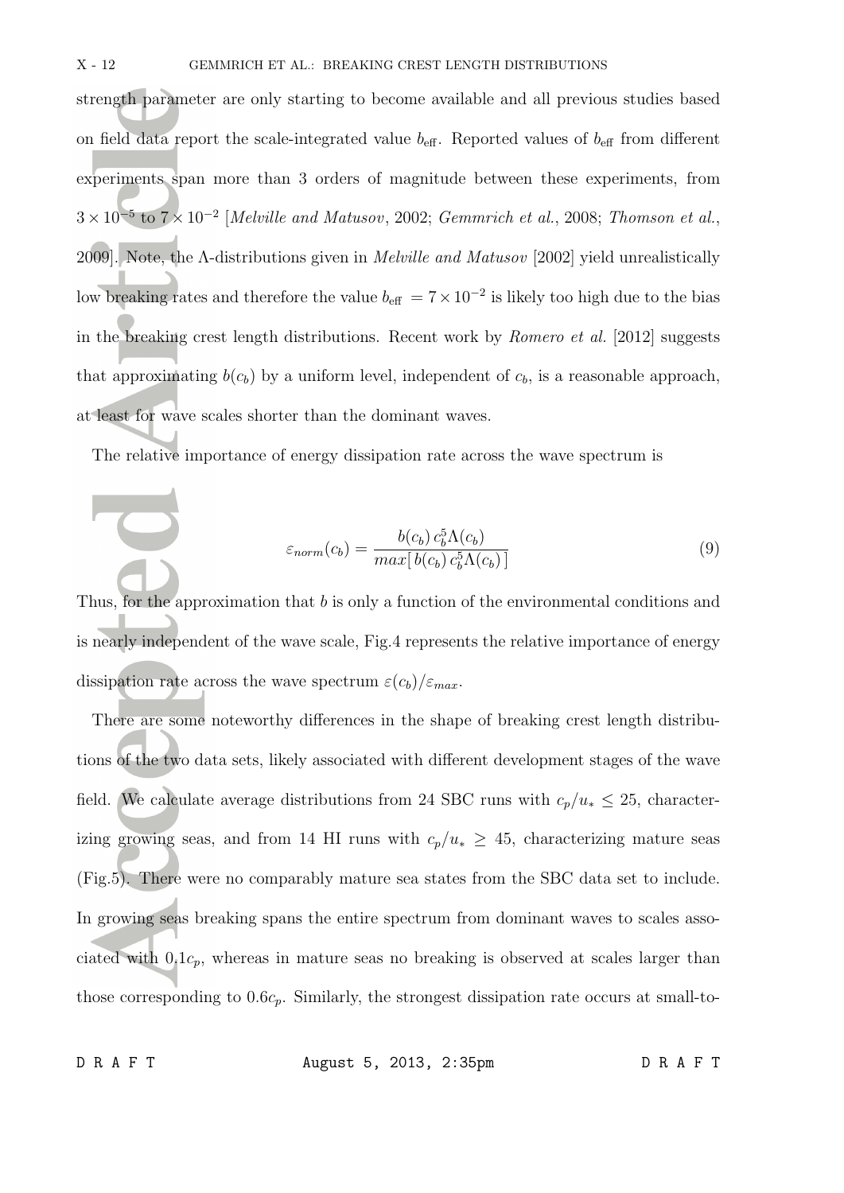strength parameter are only starting to become available and all previous studies based on field data report the scale-integrated value $b_{\text{eff}}$. Reported values of $b_{\text{eff}}$ from different experiments span more than 3 orders of magnitude between these experiments, from $3 \times 10^{-5}$ to $7 \times 10^{-2}$ [*Melville and Matusov*, 2002; *Gemmrich et al.*, 2008; *Thomson et al.*, 2009]. Note, the $\Lambda$-distributions given in *Melville and Matusov* [2002] yield unrealistically low breaking rates and therefore the value $b_{\text{eff}} = 7 \times 10^{-2}$ is likely too high due to the bias in the breaking crest length distributions. Recent work by *Romero et al.* [2012] suggests that approximating $b(c_b)$ by a uniform level, independent of $c_b$, is a reasonable approach, at least for wave scales shorter than the dominant waves.

The relative importance of energy dissipation rate across the wave spectrum is

$$\varepsilon_{norm}(c_b) = \frac{b(c_b)\, c_b^5 \Lambda(c_b)}{max[\, b(c_b)\, c_b^5 \Lambda(c_b)\,]} \tag{9}$$

Thus, for the approximation that $b$ is only a function of the environmental conditions and is nearly independent of the wave scale, Fig.4 represents the relative importance of energy dissipation rate across the wave spectrum $\varepsilon(c_b)/\varepsilon_{max}$.

There are some noteworthy differences in the shape of breaking crest length distributions of the two data sets, likely associated with different development stages of the wave field. We calculate average distributions from 24 SBC runs with $c_p/u_* \leq 25$, characterizing growing seas, and from 14 HI runs with $c_p/u_* \geq 45$, characterizing mature seas (Fig.5). There were no comparably mature sea states from the SBC data set to include. In growing seas breaking spans the entire spectrum from dominant waves to scales associated with $0.1c_p$, whereas in mature seas no breaking is observed at scales larger than those corresponding to $0.6c_p$. Similarly, the strongest dissipation rate occurs at small-to-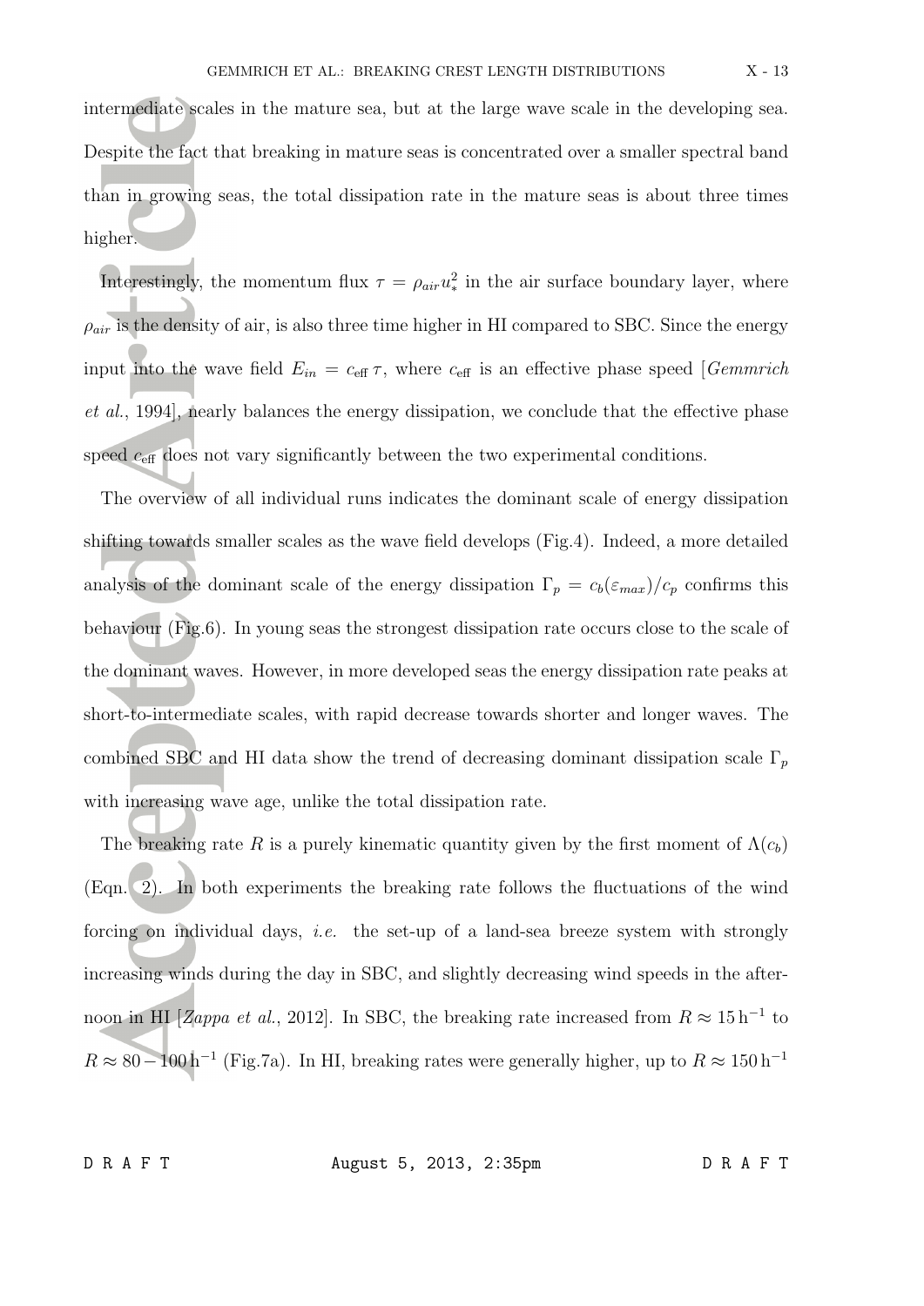intermediate scales in the mature sea, but at the large wave scale in the developing sea. Despite the fact that breaking in mature seas is concentrated over a smaller spectral band than in growing seas, the total dissipation rate in the mature seas is about three times higher.

Interestingly, the momentum flux $\tau = \rho_{air} u_*^2$ in the air surface boundary layer, where $\rho_{air}$ is the density of air, is also three time higher in HI compared to SBC. Since the energy input into the wave field $E_{in} = c_{\text{eff}}\,\tau$, where $c_{\text{eff}}$ is an effective phase speed [*Gemmrich et al.*, 1994], nearly balances the energy dissipation, we conclude that the effective phase speed $c_{\text{eff}}$ does not vary significantly between the two experimental conditions.

The overview of all individual runs indicates the dominant scale of energy dissipation shifting towards smaller scales as the wave field develops (Fig.4). Indeed, a more detailed analysis of the dominant scale of the energy dissipation $\Gamma_p = c_b(\varepsilon_{max})/c_p$ confirms this behaviour (Fig.6). In young seas the strongest dissipation rate occurs close to the scale of the dominant waves. However, in more developed seas the energy dissipation rate peaks at short-to-intermediate scales, with rapid decrease towards shorter and longer waves. The combined SBC and HI data show the trend of decreasing dominant dissipation scale $\Gamma_p$ with increasing wave age, unlike the total dissipation rate.

The breaking rate $R$ is a purely kinematic quantity given by the first moment of $\Lambda(c_b)$ (Eqn. 2). In both experiments the breaking rate follows the fluctuations of the wind forcing on individual days, *i.e.* the set-up of a land-sea breeze system with strongly increasing winds during the day in SBC, and slightly decreasing wind speeds in the afternoon in HI [*Zappa et al.*, 2012]. In SBC, the breaking rate increased from $R \approx 15\,\text{h}^{-1}$ to $R \approx 80 - 100\,\text{h}^{-1}$ (Fig.7a). In HI, breaking rates were generally higher, up to $R \approx 150\,\text{h}^{-1}$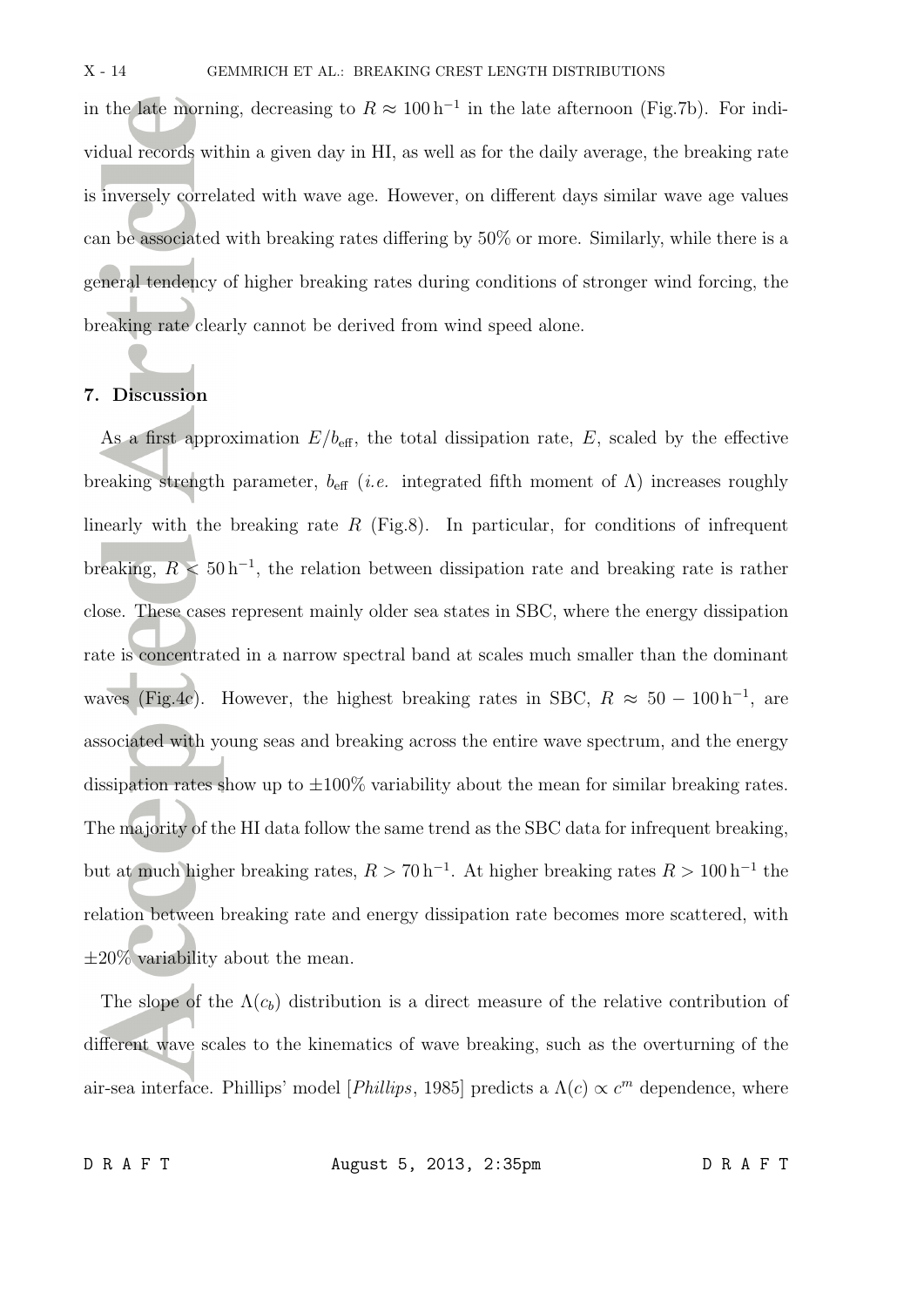in the late morning, decreasing to $R \approx 100\,\mathrm{h}^{-1}$ in the late afternoon (Fig.7b). For individual records within a given day in HI, as well as for the daily average, the breaking rate is inversely correlated with wave age. However, on different days similar wave age values can be associated with breaking rates differing by 50% or more. Similarly, while there is a general tendency of higher breaking rates during conditions of stronger wind forcing, the breaking rate clearly cannot be derived from wind speed alone.

## 7. Discussion

As a first approximation $E/b_{\mathrm{eff}}$, the total dissipation rate, $E$, scaled by the effective breaking strength parameter, $b_{\mathrm{eff}}$ (*i.e.* integrated fifth moment of $\Lambda$) increases roughly linearly with the breaking rate $R$ (Fig.8). In particular, for conditions of infrequent breaking, $R < 50\,\mathrm{h}^{-1}$, the relation between dissipation rate and breaking rate is rather close. These cases represent mainly older sea states in SBC, where the energy dissipation rate is concentrated in a narrow spectral band at scales much smaller than the dominant waves (Fig.4c). However, the highest breaking rates in SBC, $R \approx 50 - 100\,\mathrm{h}^{-1}$, are associated with young seas and breaking across the entire wave spectrum, and the energy dissipation rates show up to $\pm 100\%$ variability about the mean for similar breaking rates. The majority of the HI data follow the same trend as the SBC data for infrequent breaking, but at much higher breaking rates, $R > 70\,\mathrm{h}^{-1}$. At higher breaking rates $R > 100\,\mathrm{h}^{-1}$ the relation between breaking rate and energy dissipation rate becomes more scattered, with $\pm 20\%$ variability about the mean.

The slope of the $\Lambda(c_b)$ distribution is a direct measure of the relative contribution of different wave scales to the kinematics of wave breaking, such as the overturning of the air-sea interface. Phillips' model [*Phillips*, 1985] predicts a $\Lambda(c) \propto c^m$ dependence, where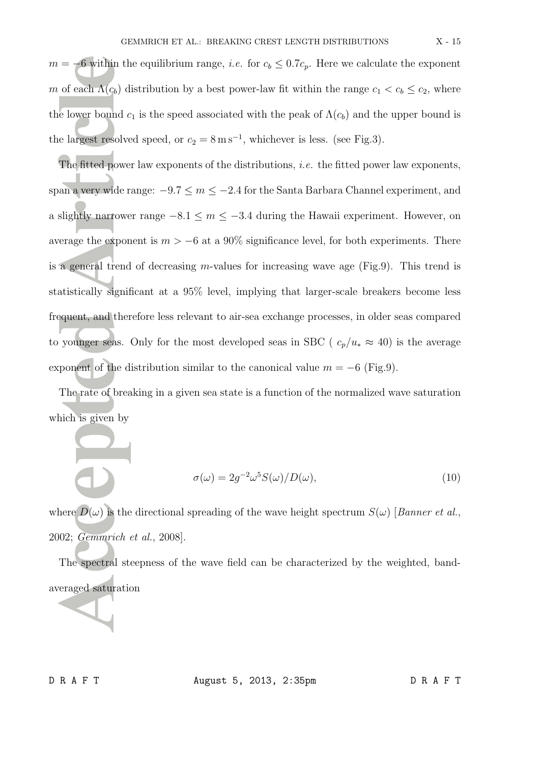$m = -6$ within the equilibrium range, *i.e.* for $c_b \leq 0.7c_p$. Here we calculate the exponent $m$ of each $\Lambda(c_b)$ distribution by a best power-law fit within the range $c_1 < c_b \leq c_2$, where the lower bound $c_1$ is the speed associated with the peak of $\Lambda(c_b)$ and the upper bound is the largest resolved speed, or $c_2 = 8\,\mathrm{m\,s^{-1}}$, whichever is less. (see Fig.3).

The fitted power law exponents of the distributions, *i.e.* the fitted power law exponents, span a very wide range: $-9.7 \leq m \leq -2.4$ for the Santa Barbara Channel experiment, and a slightly narrower range $-8.1 \leq m \leq -3.4$ during the Hawaii experiment. However, on average the exponent is $m > -6$ at a 90% significance level, for both experiments. There is a general trend of decreasing $m$-values for increasing wave age (Fig.9). This trend is statistically significant at a 95% level, implying that larger-scale breakers become less frequent, and therefore less relevant to air-sea exchange processes, in older seas compared to younger seas. Only for the most developed seas in SBC ( $c_p/u_* \approx 40$) is the average exponent of the distribution similar to the canonical value $m = -6$ (Fig.9).

The rate of breaking in a given sea state is a function of the normalized wave saturation which is given by

$$\sigma(\omega) = 2g^{-2}\omega^5 S(\omega)/D(\omega), \tag{10}$$

where $D(\omega)$ is the directional spreading of the wave height spectrum $S(\omega)$ [*Banner et al.*, 2002; *Gemmrich et al.*, 2008].

The spectral steepness of the wave field can be characterized by the weighted, band-averaged saturation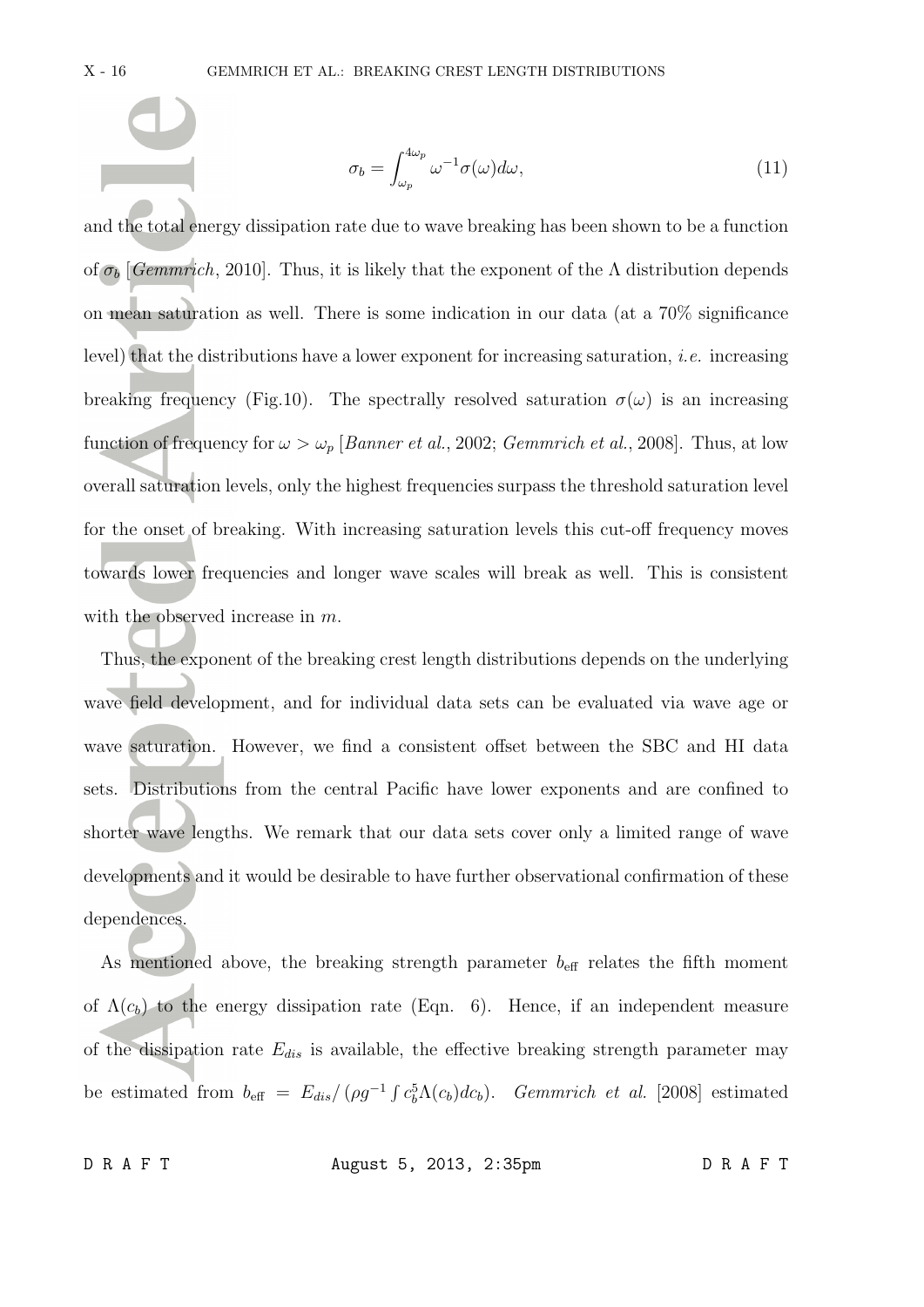$$\sigma_b = \int_{\omega_p}^{4\omega_p} \omega^{-1}\sigma(\omega)d\omega, \tag{11}$$

and the total energy dissipation rate due to wave breaking has been shown to be a function of $\sigma_b$ [*Gemmrich*, 2010]. Thus, it is likely that the exponent of the $\Lambda$ distribution depends on mean saturation as well. There is some indication in our data (at a 70% significance level) that the distributions have a lower exponent for increasing saturation, *i.e.* increasing breaking frequency (Fig.10). The spectrally resolved saturation $\sigma(\omega)$ is an increasing function of frequency for $\omega > \omega_p$ [*Banner et al.*, 2002; *Gemmrich et al.*, 2008]. Thus, at low overall saturation levels, only the highest frequencies surpass the threshold saturation level for the onset of breaking. With increasing saturation levels this cut-off frequency moves towards lower frequencies and longer wave scales will break as well. This is consistent with the observed increase in $m$.

Thus, the exponent of the breaking crest length distributions depends on the underlying wave field development, and for individual data sets can be evaluated via wave age or wave saturation. However, we find a consistent offset between the SBC and HI data sets. Distributions from the central Pacific have lower exponents and are confined to shorter wave lengths. We remark that our data sets cover only a limited range of wave developments and it would be desirable to have further observational confirmation of these dependences.

As mentioned above, the breaking strength parameter $b_{\text{eff}}$ relates the fifth moment of $\Lambda(c_b)$ to the energy dissipation rate (Eqn. 6). Hence, if an independent measure of the dissipation rate $E_{dis}$ is available, the effective breaking strength parameter may be estimated from $b_{\text{eff}} = E_{dis}/\left(\rho g^{-1} \int c_b^5 \Lambda(c_b) dc_b\right)$. *Gemmrich et al.* [2008] estimated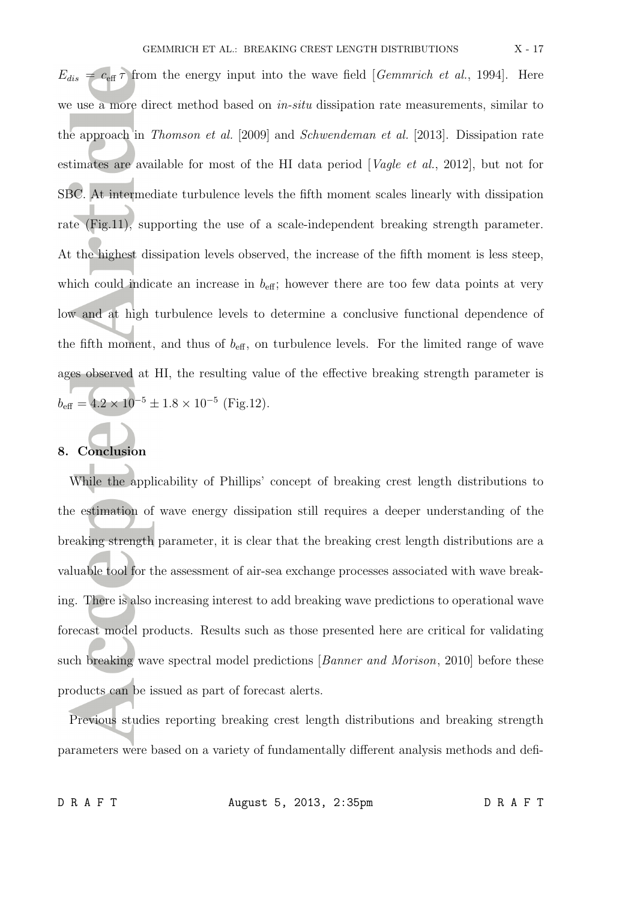$E_{dis} = c_{\text{eff}}\, \tau$ from the energy input into the wave field [*Gemmrich et al.*, 1994]. Here we use a more direct method based on *in-situ* dissipation rate measurements, similar to the approach in *Thomson et al.* [2009] and *Schwendeman et al.* [2013]. Dissipation rate estimates are available for most of the HI data period [*Vagle et al.*, 2012], but not for SBC. At intermediate turbulence levels the fifth moment scales linearly with dissipation rate (Fig.11), supporting the use of a scale-independent breaking strength parameter. At the highest dissipation levels observed, the increase of the fifth moment is less steep, which could indicate an increase in $b_{\text{eff}}$; however there are too few data points at very low and at high turbulence levels to determine a conclusive functional dependence of the fifth moment, and thus of $b_{\text{eff}}$, on turbulence levels. For the limited range of wave ages observed at HI, the resulting value of the effective breaking strength parameter is $b_{\text{eff}} = 4.2 \times 10^{-5} \pm 1.8 \times 10^{-5}$ (Fig.12).

## 8. Conclusion

While the applicability of Phillips' concept of breaking crest length distributions to the estimation of wave energy dissipation still requires a deeper understanding of the breaking strength parameter, it is clear that the breaking crest length distributions are a valuable tool for the assessment of air-sea exchange processes associated with wave breaking. There is also increasing interest to add breaking wave predictions to operational wave forecast model products. Results such as those presented here are critical for validating such breaking wave spectral model predictions [*Banner and Morison*, 2010] before these products can be issued as part of forecast alerts.

Previous studies reporting breaking crest length distributions and breaking strength parameters were based on a variety of fundamentally different analysis methods and defi-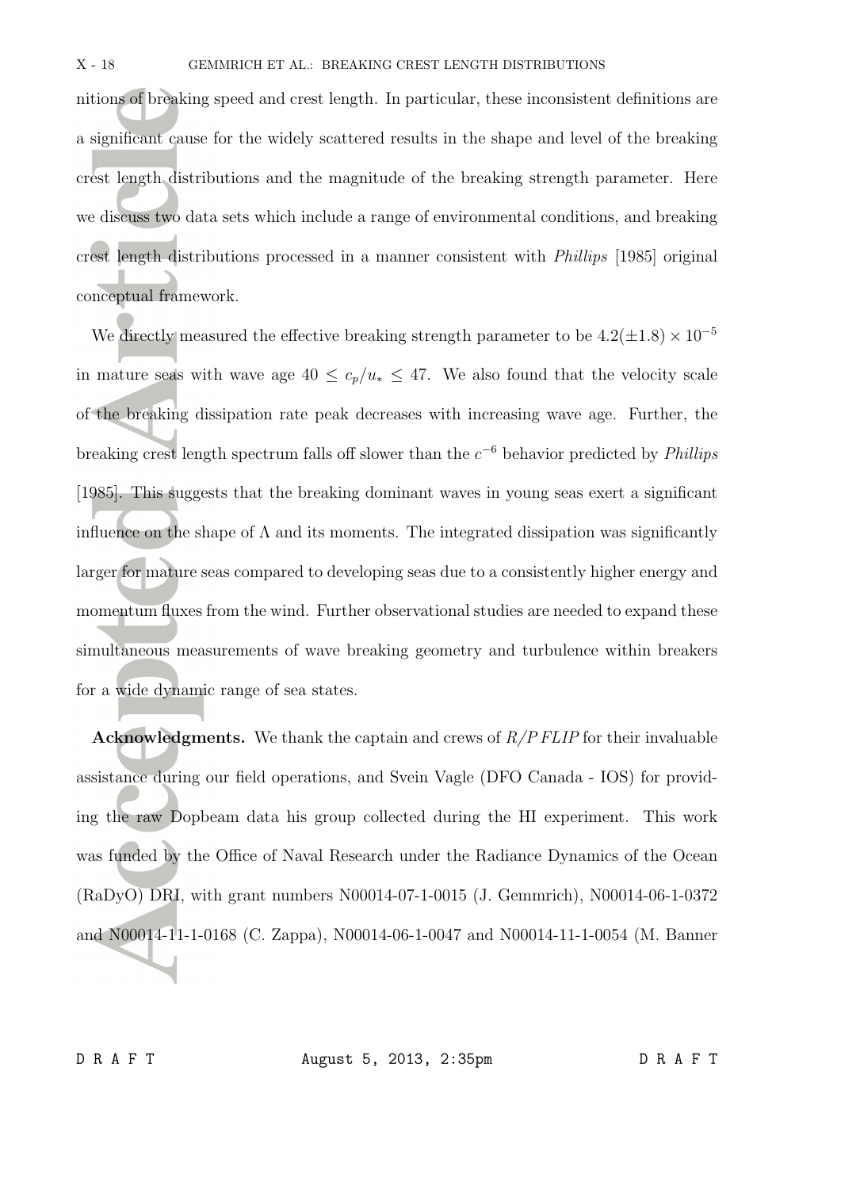nitions of breaking speed and crest length. In particular, these inconsistent definitions are a significant cause for the widely scattered results in the shape and level of the breaking crest length distributions and the magnitude of the breaking strength parameter. Here we discuss two data sets which include a range of environmental conditions, and breaking crest length distributions processed in a manner consistent with *Phillips* [1985] original conceptual framework.

We directly measured the effective breaking strength parameter to be $4.2(\pm1.8) \times 10^{-5}$ in mature seas with wave age $40 \leq c_p/u_* \leq 47$. We also found that the velocity scale of the breaking dissipation rate peak decreases with increasing wave age. Further, the breaking crest length spectrum falls off slower than the $c^{-6}$ behavior predicted by *Phillips* [1985]. This suggests that the breaking dominant waves in young seas exert a significant influence on the shape of $\Lambda$ and its moments. The integrated dissipation was significantly larger for mature seas compared to developing seas due to a consistently higher energy and momentum fluxes from the wind. Further observational studies are needed to expand these simultaneous measurements of wave breaking geometry and turbulence within breakers for a wide dynamic range of sea states.

**Acknowledgments.** We thank the captain and crews of *R/P FLIP* for their invaluable assistance during our field operations, and Svein Vagle (DFO Canada - IOS) for providing the raw Dopbeam data his group collected during the HI experiment. This work was funded by the Office of Naval Research under the Radiance Dynamics of the Ocean (RaDyO) DRI, with grant numbers N00014-07-1-0015 (J. Gemmrich), N00014-06-1-0372 and N00014-11-1-0168 (C. Zappa), N00014-06-1-0047 and N00014-11-1-0054 (M. Banner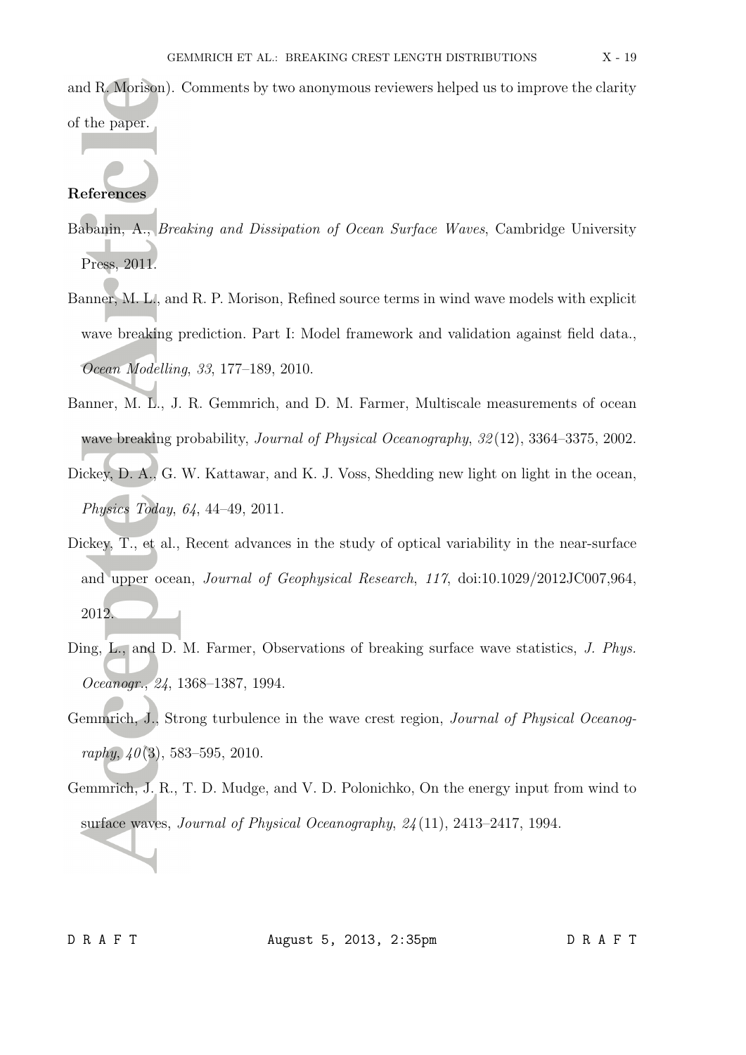and R. Morison). Comments by two anonymous reviewers helped us to improve the clarity of the paper.

## References

Babanin, A., *Breaking and Dissipation of Ocean Surface Waves*, Cambridge University Press, 2011.

Banner, M. L., and R. P. Morison, Refined source terms in wind wave models with explicit wave breaking prediction. Part I: Model framework and validation against field data., *Ocean Modelling*, *33*, 177–189, 2010.

Banner, M. L., J. R. Gemmrich, and D. M. Farmer, Multiscale measurements of ocean wave breaking probability, *Journal of Physical Oceanography*, *32*(12), 3364–3375, 2002.

Dickey, D. A., G. W. Kattawar, and K. J. Voss, Shedding new light on light in the ocean, *Physics Today*, *64*, 44–49, 2011.

Dickey, T., et al., Recent advances in the study of optical variability in the near-surface and upper ocean, *Journal of Geophysical Research*, *117*, doi:10.1029/2012JC007,964, 2012.

Ding, L., and D. M. Farmer, Observations of breaking surface wave statistics, *J. Phys. Oceanogr.*, *24*, 1368–1387, 1994.

Gemmrich, J., Strong turbulence in the wave crest region, *Journal of Physical Oceanography*, *40*(3), 583–595, 2010.

Gemmrich, J. R., T. D. Mudge, and V. D. Polonichko, On the energy input from wind to surface waves, *Journal of Physical Oceanography*, *24*(11), 2413–2417, 1994.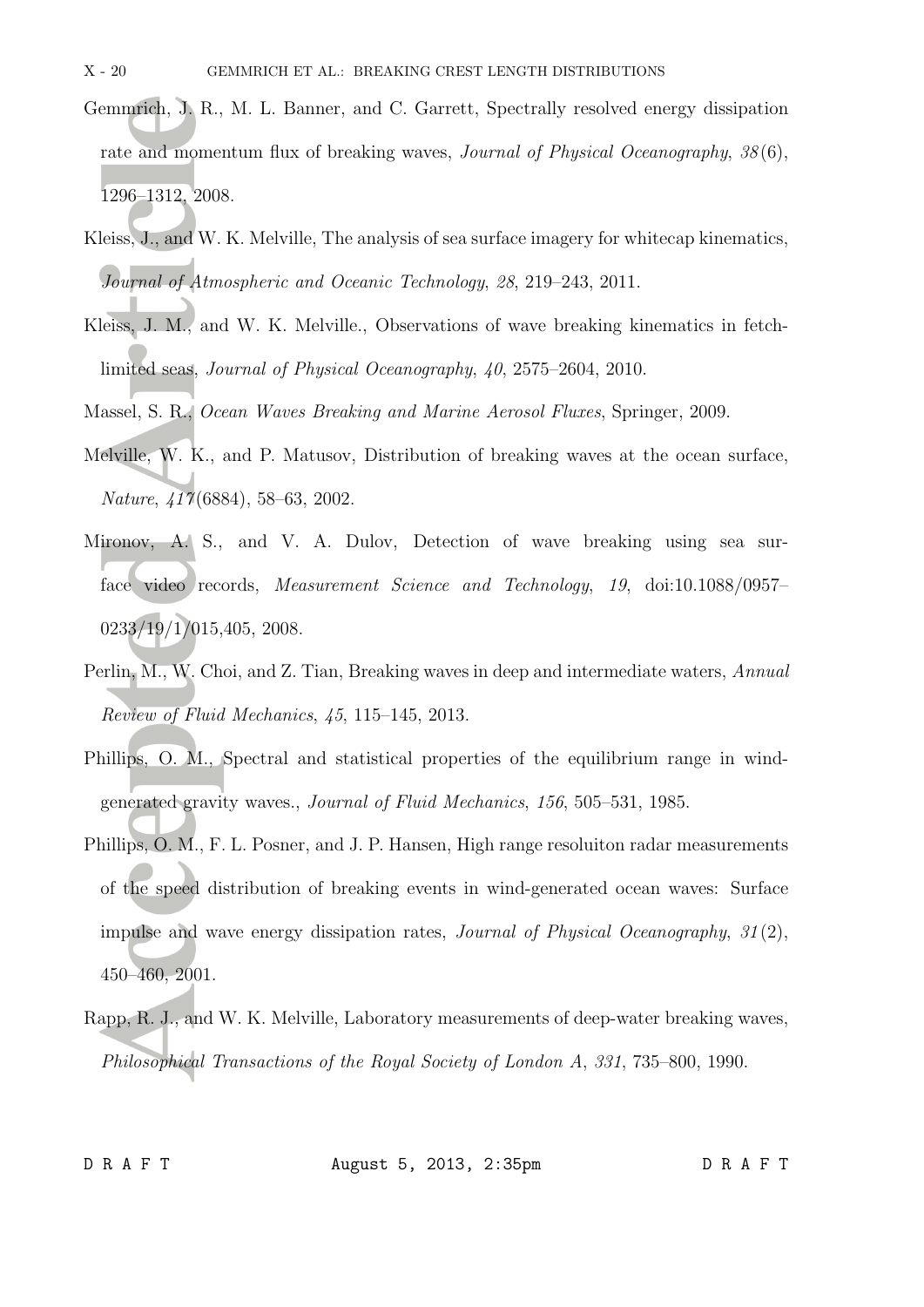Gemmrich, J. R., M. L. Banner, and C. Garrett, Spectrally resolved energy dissipation rate and momentum flux of breaking waves, *Journal of Physical Oceanography*, *38*(6), 1296–1312, 2008.

Kleiss, J., and W. K. Melville, The analysis of sea surface imagery for whitecap kinematics, *Journal of Atmospheric and Oceanic Technology*, *28*, 219–243, 2011.

Kleiss, J. M., and W. K. Melville., Observations of wave breaking kinematics in fetch-limited seas, *Journal of Physical Oceanography*, *40*, 2575–2604, 2010.

Massel, S. R., *Ocean Waves Breaking and Marine Aerosol Fluxes*, Springer, 2009.

Melville, W. K., and P. Matusov, Distribution of breaking waves at the ocean surface, *Nature*, *417*(6884), 58–63, 2002.

Mironov, A. S., and V. A. Dulov, Detection of wave breaking using sea surface video records, *Measurement Science and Technology*, *19*, doi:10.1088/0957–0233/19/1/015,405, 2008.

Perlin, M., W. Choi, and Z. Tian, Breaking waves in deep and intermediate waters, *Annual Review of Fluid Mechanics*, *45*, 115–145, 2013.

Phillips, O. M., Spectral and statistical properties of the equilibrium range in wind-generated gravity waves., *Journal of Fluid Mechanics*, *156*, 505–531, 1985.

Phillips, O. M., F. L. Posner, and J. P. Hansen, High range resoluiton radar measurements of the speed distribution of breaking events in wind-generated ocean waves: Surface impulse and wave energy dissipation rates, *Journal of Physical Oceanography*, *31*(2), 450–460, 2001.

Rapp, R. J., and W. K. Melville, Laboratory measurements of deep-water breaking waves, *Philosophical Transactions of the Royal Society of London A*, *331*, 735–800, 1990.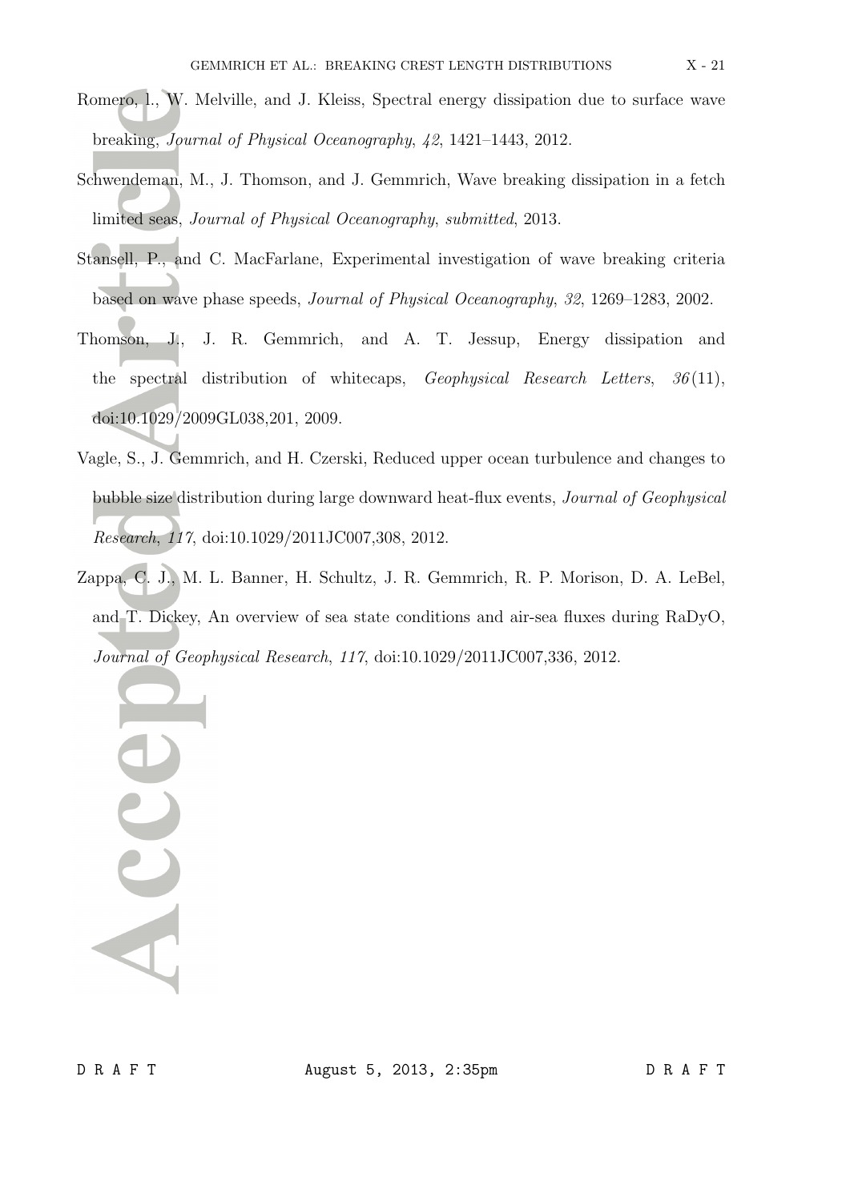Romero, l., W. Melville, and J. Kleiss, Spectral energy dissipation due to surface wave breaking, *Journal of Physical Oceanography*, *42*, 1421–1443, 2012.

Schwendeman, M., J. Thomson, and J. Gemmrich, Wave breaking dissipation in a fetch limited seas, *Journal of Physical Oceanography*, *submitted*, 2013.

Stansell, P., and C. MacFarlane, Experimental investigation of wave breaking criteria based on wave phase speeds, *Journal of Physical Oceanography*, *32*, 1269–1283, 2002.

Thomson, J., J. R. Gemmrich, and A. T. Jessup, Energy dissipation and the spectral distribution of whitecaps, *Geophysical Research Letters*, *36*(11), doi:10.1029/2009GL038,201, 2009.

Vagle, S., J. Gemmrich, and H. Czerski, Reduced upper ocean turbulence and changes to bubble size distribution during large downward heat-flux events, *Journal of Geophysical Research*, *117*, doi:10.1029/2011JC007,308, 2012.

Zappa, C. J., M. L. Banner, H. Schultz, J. R. Gemmrich, R. P. Morison, D. A. LeBel, and T. Dickey, An overview of sea state conditions and air-sea fluxes during RaDyO, *Journal of Geophysical Research*, *117*, doi:10.1029/2011JC007,336, 2012.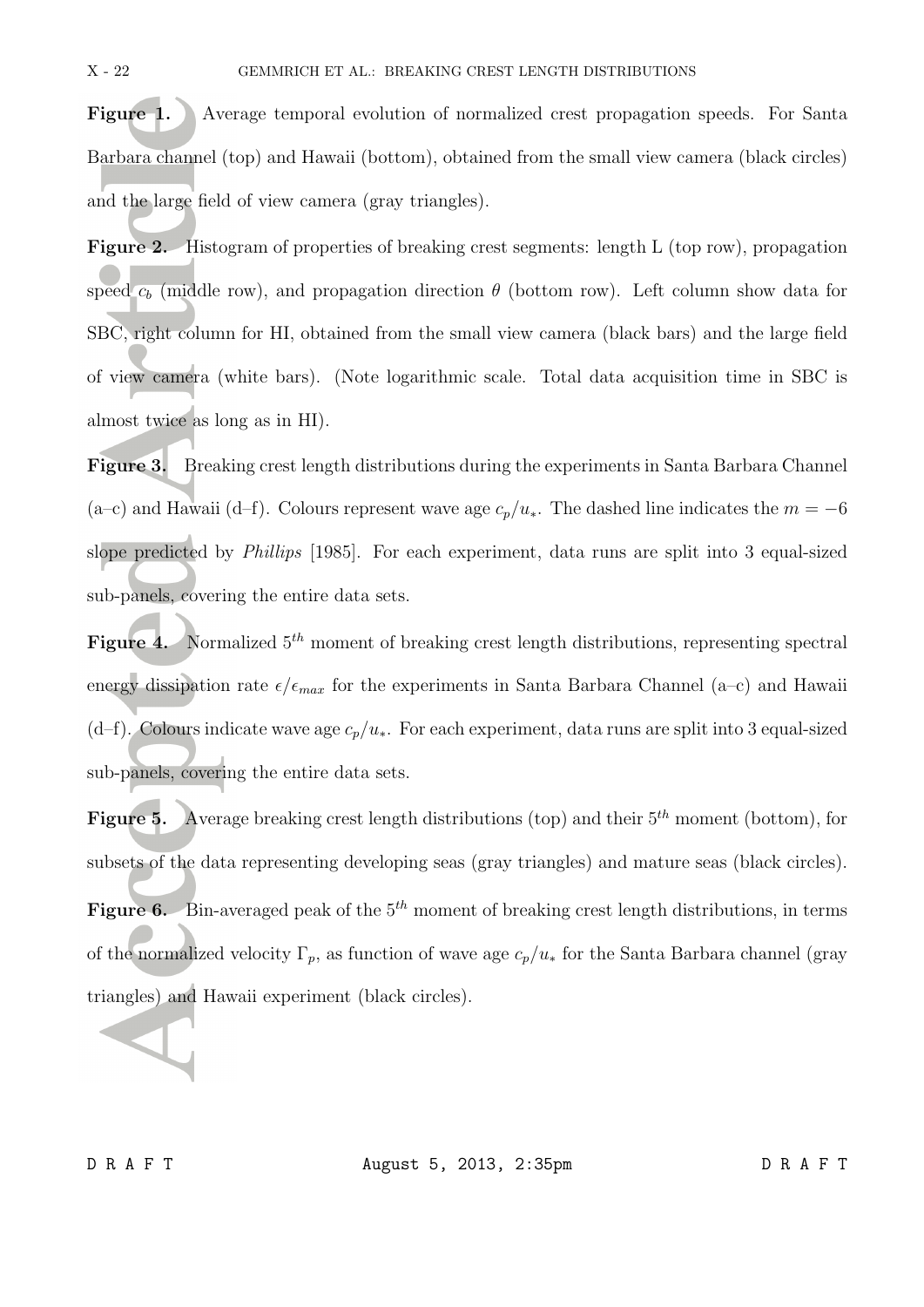**Figure 1.** Average temporal evolution of normalized crest propagation speeds. For Santa Barbara channel (top) and Hawaii (bottom), obtained from the small view camera (black circles) and the large field of view camera (gray triangles).

**Figure 2.** Histogram of properties of breaking crest segments: length L (top row), propagation speed $c_b$ (middle row), and propagation direction $\theta$ (bottom row). Left column show data for SBC, right column for HI, obtained from the small view camera (black bars) and the large field of view camera (white bars). (Note logarithmic scale. Total data acquisition time in SBC is almost twice as long as in HI).

**Figure 3.** Breaking crest length distributions during the experiments in Santa Barbara Channel (a–c) and Hawaii (d–f). Colours represent wave age $c_p/u_*$. The dashed line indicates the $m = -6$ slope predicted by *Phillips* [1985]. For each experiment, data runs are split into 3 equal-sized sub-panels, covering the entire data sets.

**Figure 4.** Normalized $5^{th}$ moment of breaking crest length distributions, representing spectral energy dissipation rate $\epsilon/\epsilon_{max}$ for the experiments in Santa Barbara Channel (a–c) and Hawaii (d–f). Colours indicate wave age $c_p/u_*$. For each experiment, data runs are split into 3 equal-sized sub-panels, covering the entire data sets.

**Figure 5.** Average breaking crest length distributions (top) and their $5^{th}$ moment (bottom), for subsets of the data representing developing seas (gray triangles) and mature seas (black circles).

**Figure 6.** Bin-averaged peak of the $5^{th}$ moment of breaking crest length distributions, in terms of the normalized velocity $\Gamma_p$, as function of wave age $c_p/u_*$ for the Santa Barbara channel (gray triangles) and Hawaii experiment (black circles).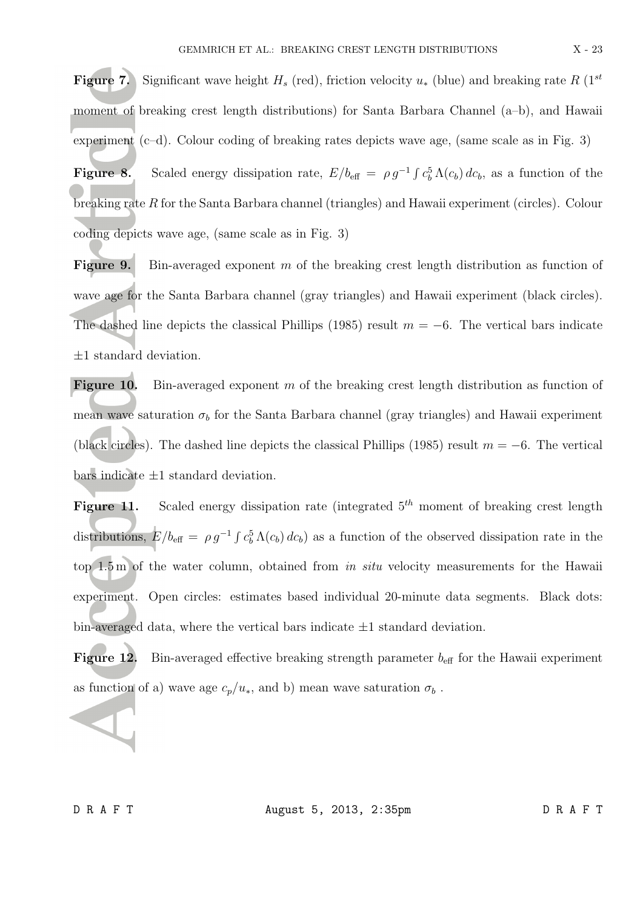**Figure 7.** Significant wave height $H_s$ (red), friction velocity $u_*$ (blue) and breaking rate $R$ ($1^{st}$ moment of breaking crest length distributions) for Santa Barbara Channel (a–b), and Hawaii experiment (c–d). Colour coding of breaking rates depicts wave age, (same scale as in Fig. 3)

**Figure 8.** Scaled energy dissipation rate, $E/b_{\text{eff}} = \rho\, g^{-1} \int c_b^5\, \Lambda(c_b)\, dc_b$, as a function of the breaking rate $R$ for the Santa Barbara channel (triangles) and Hawaii experiment (circles). Colour coding depicts wave age, (same scale as in Fig. 3)

**Figure 9.** Bin-averaged exponent $m$ of the breaking crest length distribution as function of wave age for the Santa Barbara channel (gray triangles) and Hawaii experiment (black circles). The dashed line depicts the classical Phillips (1985) result $m = -6$. The vertical bars indicate $\pm 1$ standard deviation.

**Figure 10.** Bin-averaged exponent $m$ of the breaking crest length distribution as function of mean wave saturation $\sigma_b$ for the Santa Barbara channel (gray triangles) and Hawaii experiment (black circles). The dashed line depicts the classical Phillips (1985) result $m = -6$. The vertical bars indicate $\pm 1$ standard deviation.

**Figure 11.** Scaled energy dissipation rate (integrated $5^{th}$ moment of breaking crest length distributions, $E/b_{\text{eff}} = \rho\, g^{-1} \int c_b^5\, \Lambda(c_b)\, dc_b$) as a function of the observed dissipation rate in the top 1.5 m of the water column, obtained from *in situ* velocity measurements for the Hawaii experiment. Open circles: estimates based individual 20-minute data segments. Black dots: bin-averaged data, where the vertical bars indicate $\pm 1$ standard deviation.

**Figure 12.** Bin-averaged effective breaking strength parameter $b_{\text{eff}}$ for the Hawaii experiment as function of a) wave age $c_p/u_*$, and b) mean wave saturation $\sigma_b$ .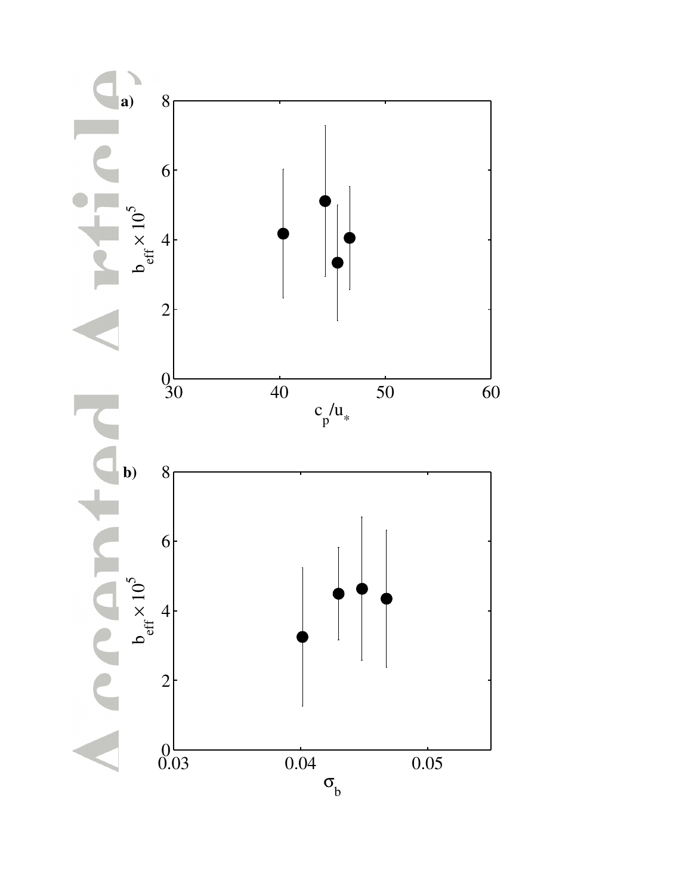a)

8

6

4

2

0

30

40

50

60

$b_{eff} \times 10^5$

$c_p/u_*$

b)

8

6

4

2

0

0.03

0.04

0.05

$b_{eff} \times 10^5$

$\sigma_b$